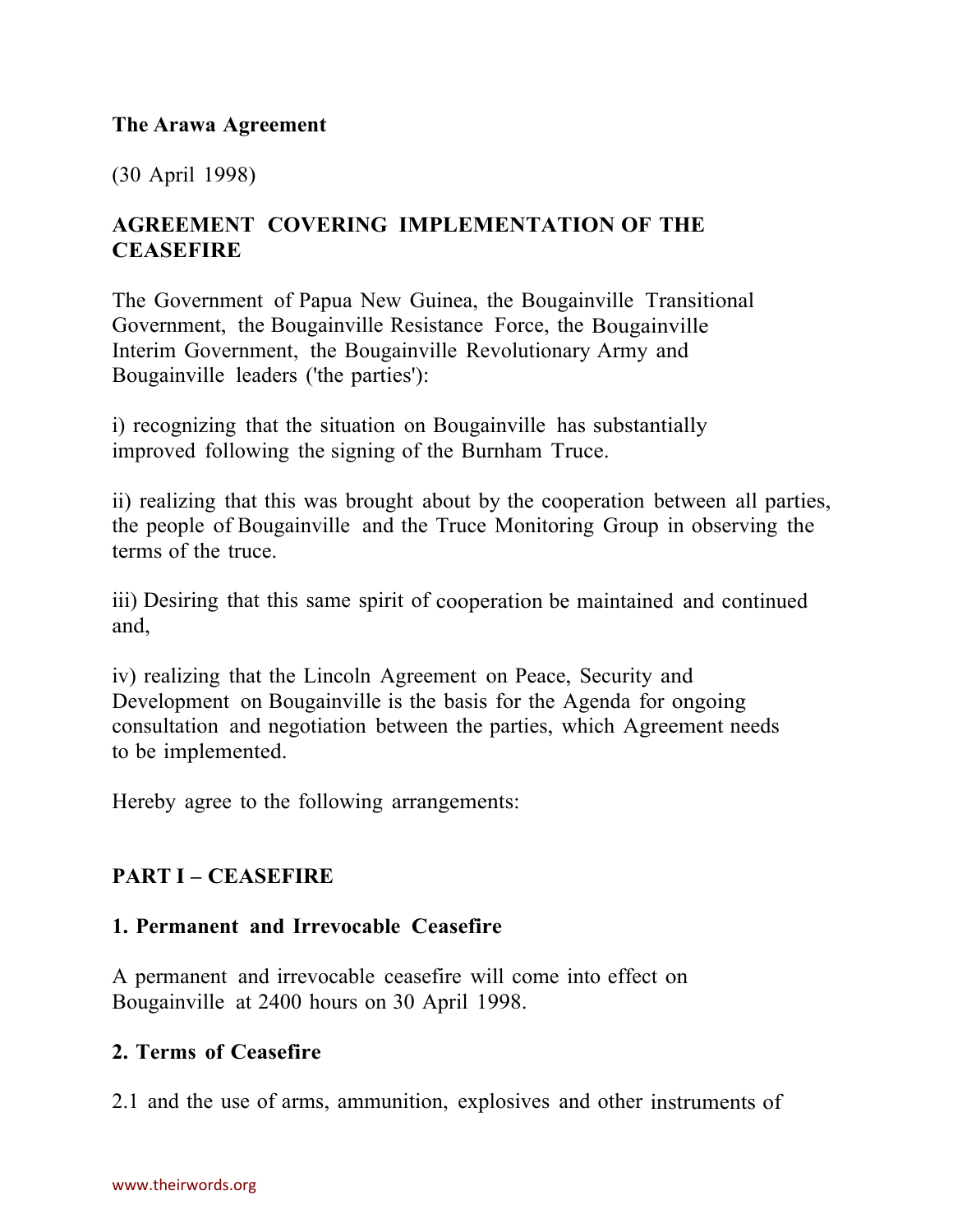**The Arawa Agreement**

(30 April 1998)

**AGREEMENT COVERING IMPLEMENTATION OF THE CEASEFIRE**

The Government of Papua New Guinea, the Bougainville Transitional Government, the Bougainville Resistance Force, the Bougainville Interim Government, the Bougainville Revolutionary Army and Bougainville leaders ('the parties'):

i) recognizing that the situation on Bougainville has substantially improved following the signing of the Burnham Truce.

ii) realizing that this was brought about by the cooperation between all parties, the people of Bougainville and the Truce Monitoring Group in observing the terms of the truce.

iii) Desiring that this same spirit of cooperation be maintained and continued and,

iv) realizing that the Lincoln Agreement on Peace, Security and Development on Bougainville is the basis for the Agenda for ongoing consultation and negotiation between the parties, which Agreement needs to be implemented.

Hereby agree to the following arrangements:

**PART I – CEASEFIRE**

**1. Permanent and Irrevocable Ceasefire**

A permanent and irrevocable ceasefire will come into effect on Bougainville at 2400 hours on 30 April 1998.

**2. Terms of Ceasefire**

2.1 and the use of arms, ammunition, explosives and other instruments of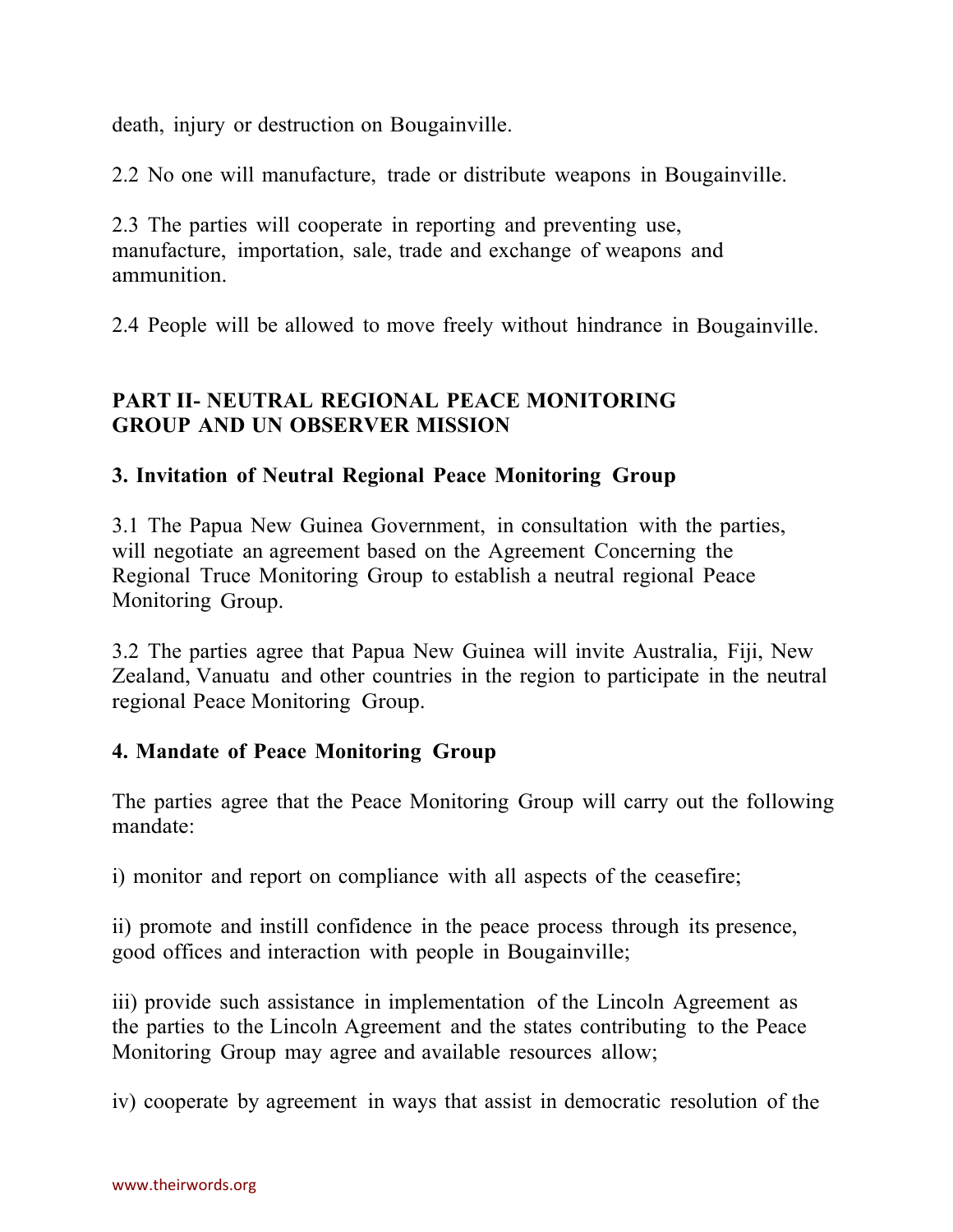death, injury or destruction on Bougainville.

2.2 No one will manufacture, trade or distribute weapons in Bougainville.

2.3 The parties will cooperate in reporting and preventing use, manufacture, importation, sale, trade and exchange of weapons and ammunition.

2.4 People will be allowed to move freely without hindrance in Bougainville.

## PART II- NEUTRAL REGIONAL PEACE MONITORING GROUP AND UN OBSERVER MISSION

### 3. Invitation of Neutral Regional Peace Monitoring Group

3.1 The Papua New Guinea Government, in consultation with the parties, will negotiate an agreement based on the Agreement Concerning the Regional Truce Monitoring Group to establish a neutral regional Peace Monitoring Group.

3.2 The parties agree that Papua New Guinea will invite Australia, Fiji, New Zealand, Vanuatu and other countries in the region to participate in the neutral regional Peace Monitoring Group.

### 4. Mandate of Peace Monitoring Group

The parties agree that the Peace Monitoring Group will carry out the following mandate:

i) monitor and report on compliance with all aspects of the ceasefire;

ii) promote and instill confidence in the peace process through its presence, good offices and interaction with people in Bougainville;

iii) provide such assistance in implementation of the Lincoln Agreement as the parties to the Lincoln Agreement and the states contributing to the Peace Monitoring Group may agree and available resources allow;

iv) cooperate by agreement in ways that assist in democratic resolution of the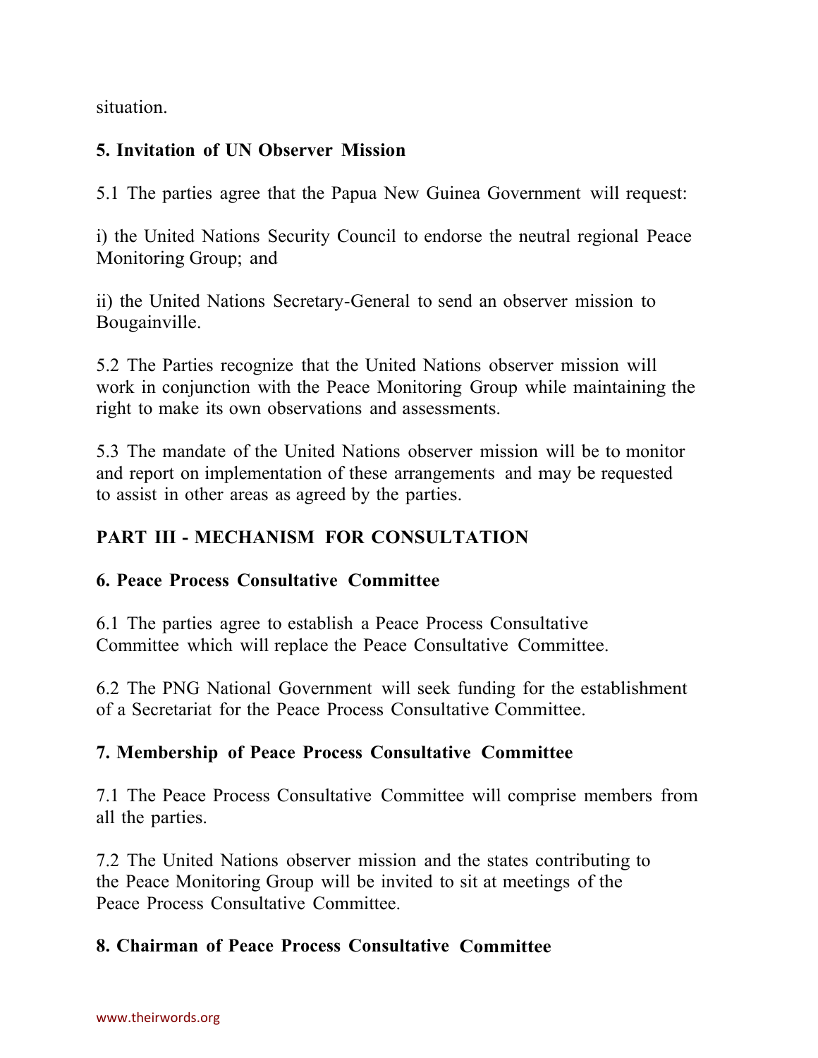situation.

### 5. Invitation of UN Observer Mission

5.1 The parties agree that the Papua New Guinea Government will request:

i) the United Nations Security Council to endorse the neutral regional Peace Monitoring Group; and

ii) the United Nations Secretary-General to send an observer mission to Bougainville.

5.2 The Parties recognize that the United Nations observer mission will work in conjunction with the Peace Monitoring Group while maintaining the right to make its own observations and assessments.

5.3 The mandate of the United Nations observer mission will be to monitor and report on implementation of these arrangements and may be requested to assist in other areas as agreed by the parties.

## PART III - MECHANISM FOR CONSULTATION

### 6. Peace Process Consultative Committee

6.1 The parties agree to establish a Peace Process Consultative Committee which will replace the Peace Consultative Committee.

6.2 The PNG National Government will seek funding for the establishment of a Secretariat for the Peace Process Consultative Committee.

### 7. Membership of Peace Process Consultative Committee

7.1 The Peace Process Consultative Committee will comprise members from all the parties.

7.2 The United Nations observer mission and the states contributing to the Peace Monitoring Group will be invited to sit at meetings of the Peace Process Consultative Committee.

### 8. Chairman of Peace Process Consultative Committee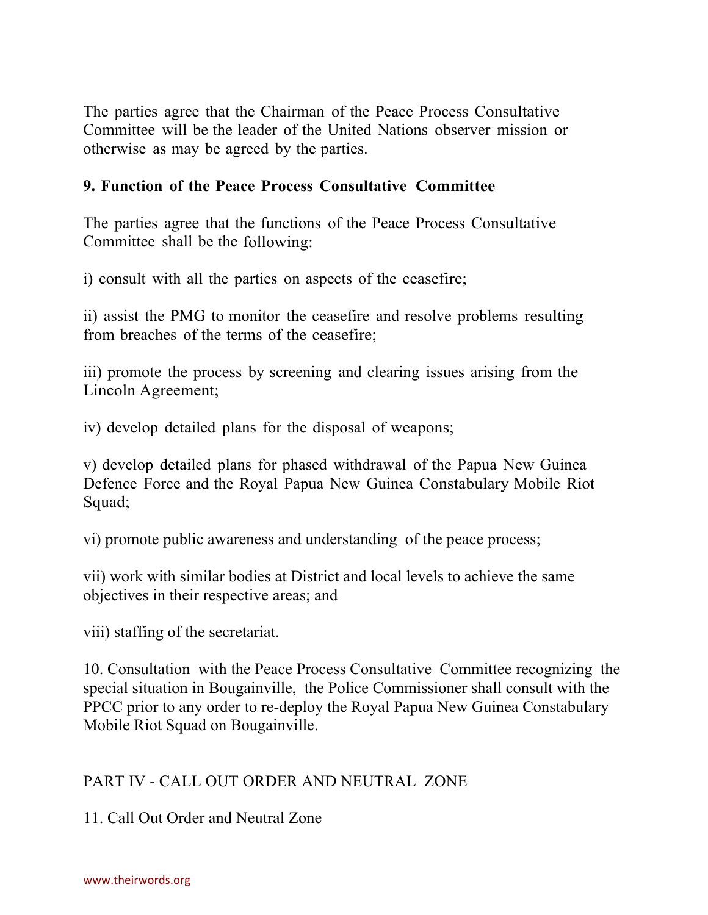The parties agree that the Chairman of the Peace Process Consultative Committee will be the leader of the United Nations observer mission or otherwise as may be agreed by the parties.

**9. Function of the Peace Process Consultative Committee**

The parties agree that the functions of the Peace Process Consultative Committee shall be the following:

i) consult with all the parties on aspects of the ceasefire;

ii) assist the PMG to monitor the ceasefire and resolve problems resulting from breaches of the terms of the ceasefire;

iii) promote the process by screening and clearing issues arising from the Lincoln Agreement;

iv) develop detailed plans for the disposal of weapons;

v) develop detailed plans for phased withdrawal of the Papua New Guinea Defence Force and the Royal Papua New Guinea Constabulary Mobile Riot Squad;

vi) promote public awareness and understanding of the peace process;

vii) work with similar bodies at District and local levels to achieve the same objectives in their respective areas; and

viii) staffing of the secretariat.

10. Consultation with the Peace Process Consultative Committee recognizing the special situation in Bougainville, the Police Commissioner shall consult with the PPCC prior to any order to re-deploy the Royal Papua New Guinea Constabulary Mobile Riot Squad on Bougainville.

PART IV - CALL OUT ORDER AND NEUTRAL ZONE

11. Call Out Order and Neutral Zone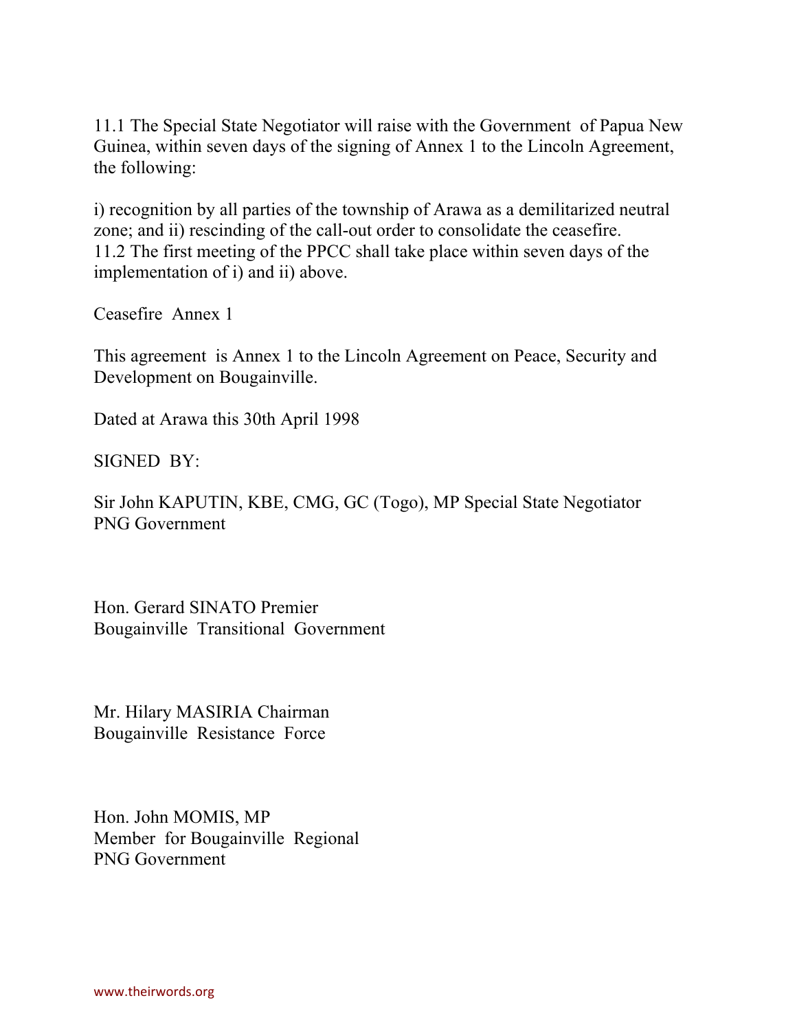11.1 The Special State Negotiator will raise with the Government of Papua New Guinea, within seven days of the signing of Annex 1 to the Lincoln Agreement, the following:

i) recognition by all parties of the township of Arawa as a demilitarized neutral zone; and ii) rescinding of the call-out order to consolidate the ceasefire.
11.2 The first meeting of the PPCC shall take place within seven days of the implementation of i) and ii) above.

Ceasefire Annex 1

This agreement is Annex 1 to the Lincoln Agreement on Peace, Security and Development on Bougainville.

Dated at Arawa this 30th April 1998

SIGNED BY:

Sir John KAPUTIN, KBE, CMG, GC (Togo), MP Special State Negotiator
PNG Government

Hon. Gerard SINATO Premier
Bougainville Transitional Government

Mr. Hilary MASIRIA Chairman
Bougainville Resistance Force

Hon. John MOMIS, MP
Member for Bougainville Regional
PNG Government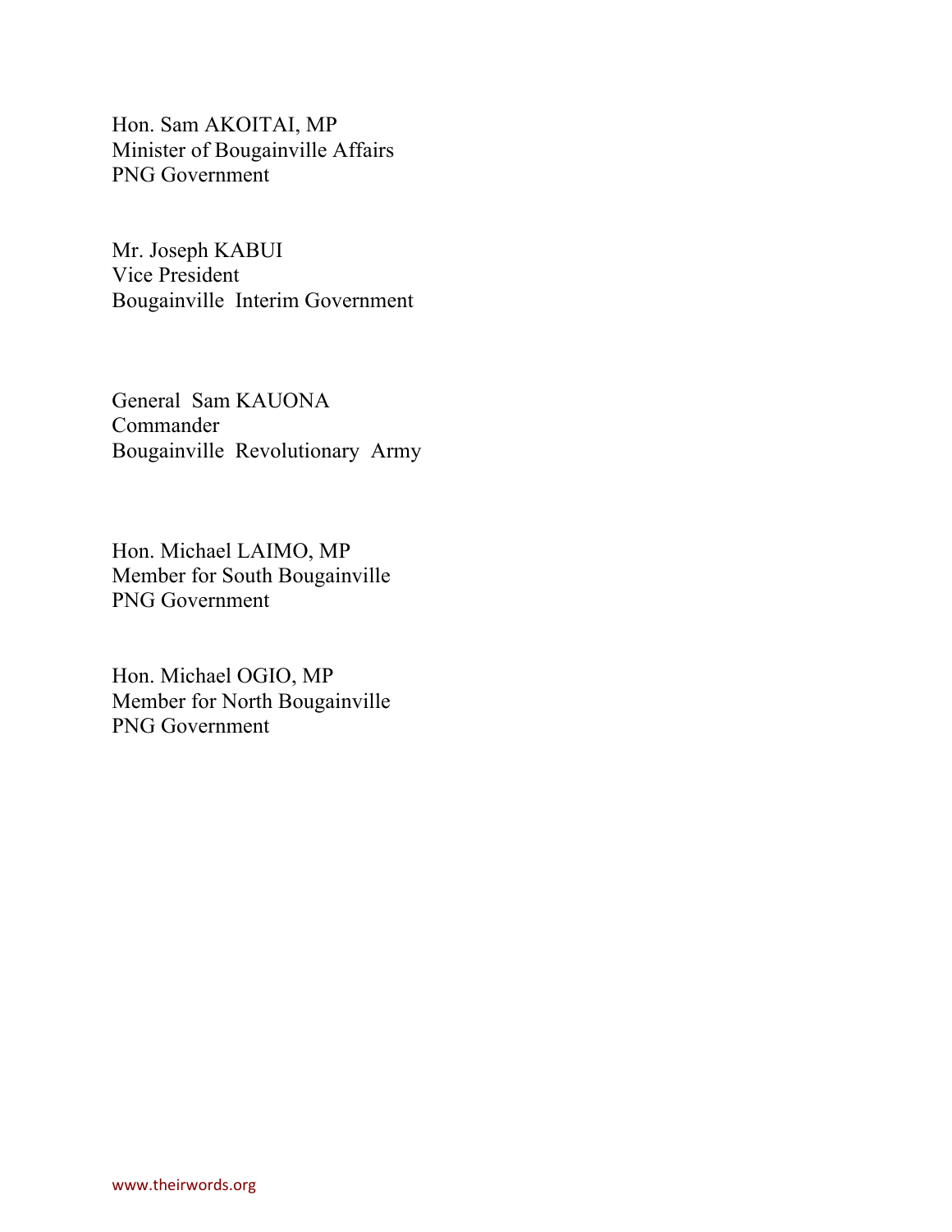Hon. Sam AKOITAI, MP
Minister of Bougainville Affairs
PNG Government

Mr. Joseph KABUI
Vice President
Bougainville Interim Government

General Sam KAUONA
Commander
Bougainville Revolutionary Army

Hon. Michael LAIMO, MP
Member for South Bougainville
PNG Government

Hon. Michael OGIO, MP
Member for North Bougainville
PNG Government